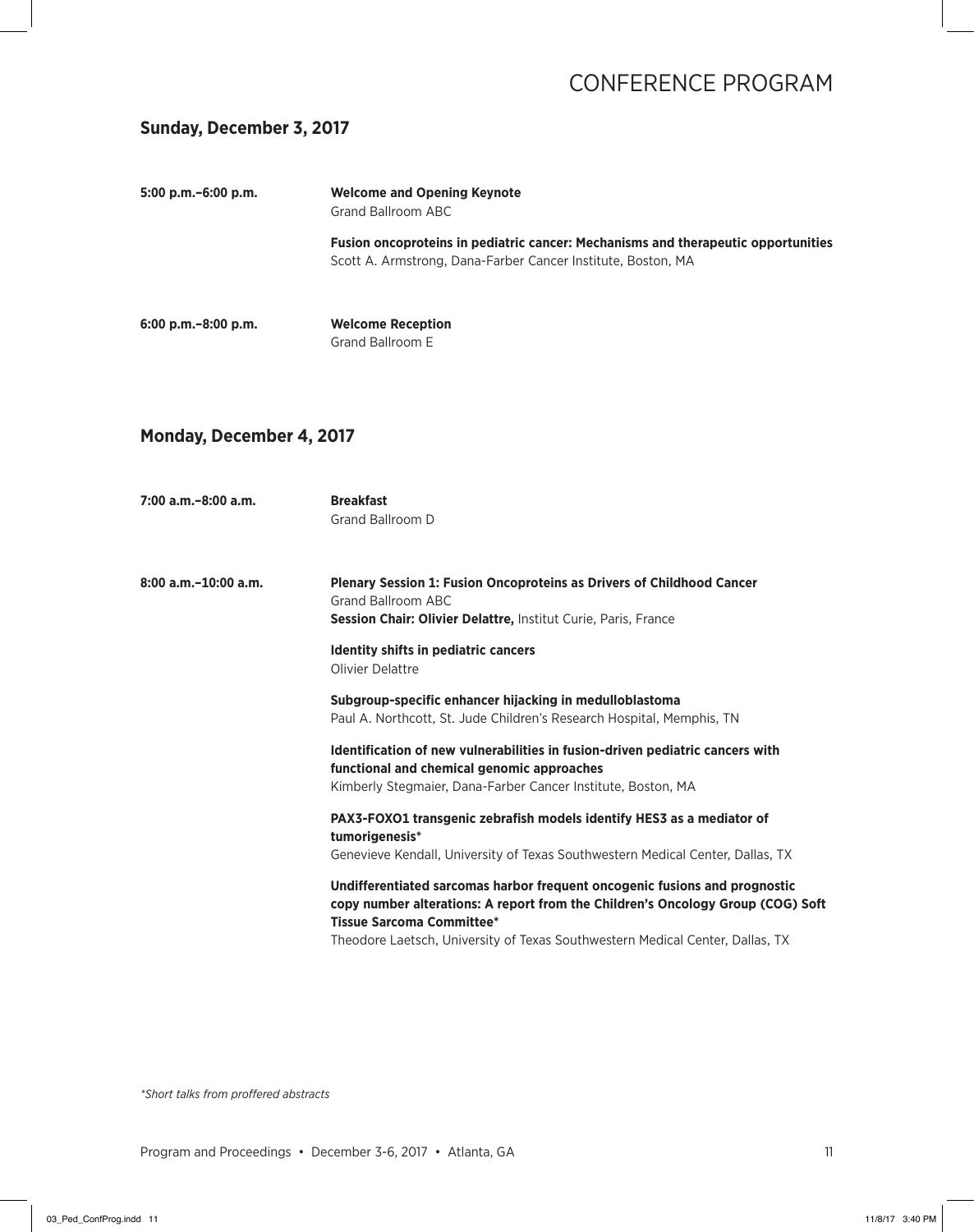# CONFERENCE PROGRAM

## Sunday, December 3, 2017

**5:00 p.m.–6:00 p.m.** **Welcome and Opening Keynote**
Grand Ballroom ABC

**Fusion oncoproteins in pediatric cancer: Mechanisms and therapeutic opportunities**
Scott A. Armstrong, Dana-Farber Cancer Institute, Boston, MA

**6:00 p.m.–8:00 p.m.** **Welcome Reception**
Grand Ballroom E

## Monday, December 4, 2017

**7:00 a.m.–8:00 a.m.** **Breakfast**
Grand Ballroom D

**8:00 a.m.–10:00 a.m.** **Plenary Session 1: Fusion Oncoproteins as Drivers of Childhood Cancer**
Grand Ballroom ABC
**Session Chair: Olivier Delattre,** Institut Curie, Paris, France

**Identity shifts in pediatric cancers**
Olivier Delattre

**Subgroup-specific enhancer hijacking in medulloblastoma**
Paul A. Northcott, St. Jude Children's Research Hospital, Memphis, TN

**Identification of new vulnerabilities in fusion-driven pediatric cancers with functional and chemical genomic approaches**
Kimberly Stegmaier, Dana-Farber Cancer Institute, Boston, MA

**PAX3-FOXO1 transgenic zebrafish models identify HES3 as a mediator of tumorigenesis***
Genevieve Kendall, University of Texas Southwestern Medical Center, Dallas, TX

**Undifferentiated sarcomas harbor frequent oncogenic fusions and prognostic copy number alterations: A report from the Children's Oncology Group (COG) Soft Tissue Sarcoma Committee***
Theodore Laetsch, University of Texas Southwestern Medical Center, Dallas, TX

*Short talks from proffered abstracts*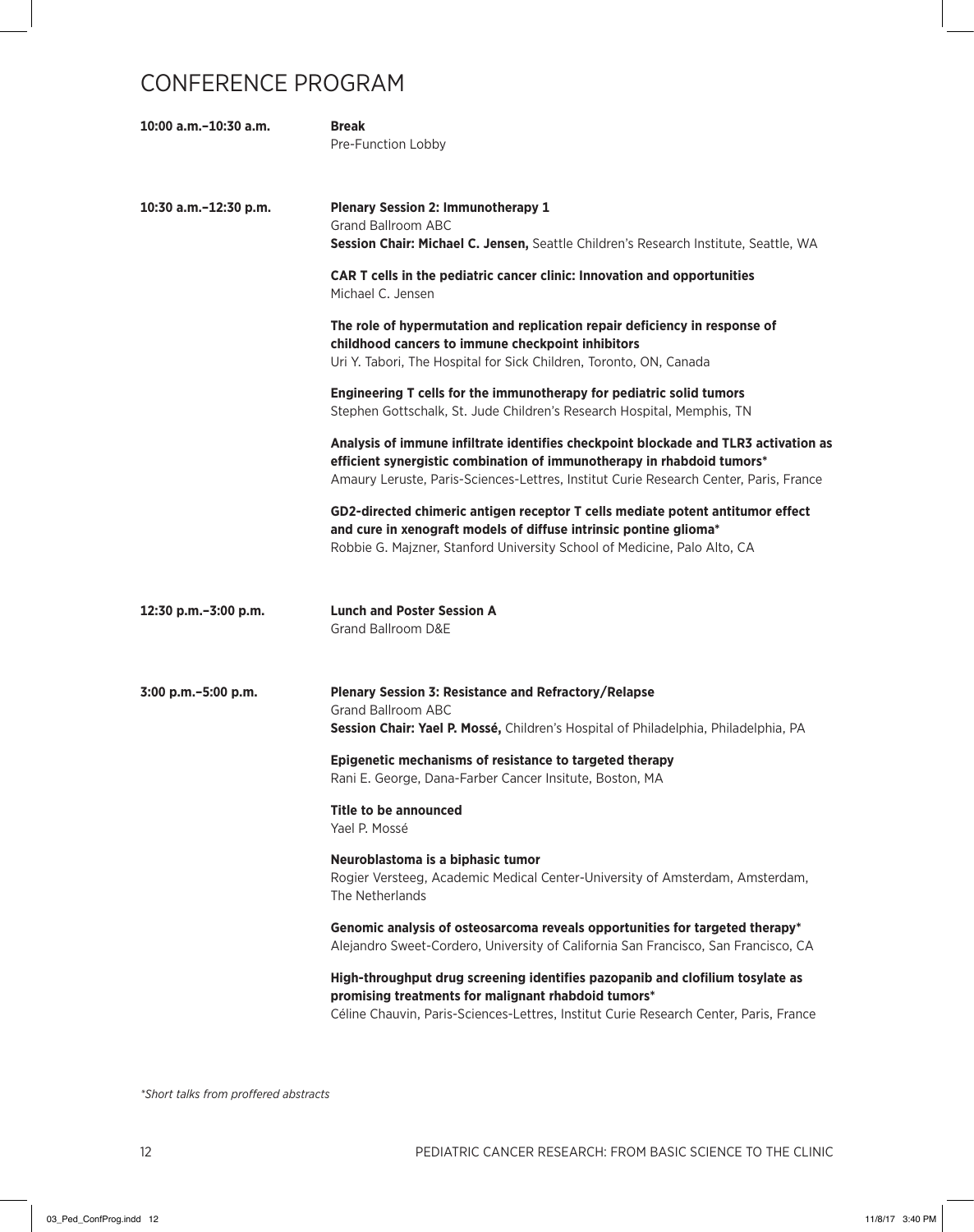# CONFERENCE PROGRAM

**10:00 a.m.–10:30 a.m.** **Break**
Pre-Function Lobby

**10:30 a.m.–12:30 p.m.** **Plenary Session 2: Immunotherapy 1**
Grand Ballroom ABC
**Session Chair: Michael C. Jensen,** Seattle Children's Research Institute, Seattle, WA

**CAR T cells in the pediatric cancer clinic: Innovation and opportunities**
Michael C. Jensen

**The role of hypermutation and replication repair deficiency in response of childhood cancers to immune checkpoint inhibitors**
Uri Y. Tabori, The Hospital for Sick Children, Toronto, ON, Canada

**Engineering T cells for the immunotherapy for pediatric solid tumors**
Stephen Gottschalk, St. Jude Children's Research Hospital, Memphis, TN

**Analysis of immune infiltrate identifies checkpoint blockade and TLR3 activation as efficient synergistic combination of immunotherapy in rhabdoid tumors***
Amaury Leruste, Paris-Sciences-Lettres, Institut Curie Research Center, Paris, France

**GD2-directed chimeric antigen receptor T cells mediate potent antitumor effect and cure in xenograft models of diffuse intrinsic pontine glioma***
Robbie G. Majzner, Stanford University School of Medicine, Palo Alto, CA

**12:30 p.m.–3:00 p.m.** **Lunch and Poster Session A**
Grand Ballroom D&E

**3:00 p.m.–5:00 p.m.** **Plenary Session 3: Resistance and Refractory/Relapse**
Grand Ballroom ABC
**Session Chair: Yael P. Mossé,** Children's Hospital of Philadelphia, Philadelphia, PA

**Epigenetic mechanisms of resistance to targeted therapy**
Rani E. George, Dana-Farber Cancer Insitute, Boston, MA

**Title to be announced**
Yael P. Mossé

**Neuroblastoma is a biphasic tumor**
Rogier Versteeg, Academic Medical Center-University of Amsterdam, Amsterdam, The Netherlands

**Genomic analysis of osteosarcoma reveals opportunities for targeted therapy***
Alejandro Sweet-Cordero, University of California San Francisco, San Francisco, CA

**High-throughput drug screening identifies pazopanib and clofilium tosylate as promising treatments for malignant rhabdoid tumors***
Céline Chauvin, Paris-Sciences-Lettres, Institut Curie Research Center, Paris, France

*\*Short talks from proffered abstracts*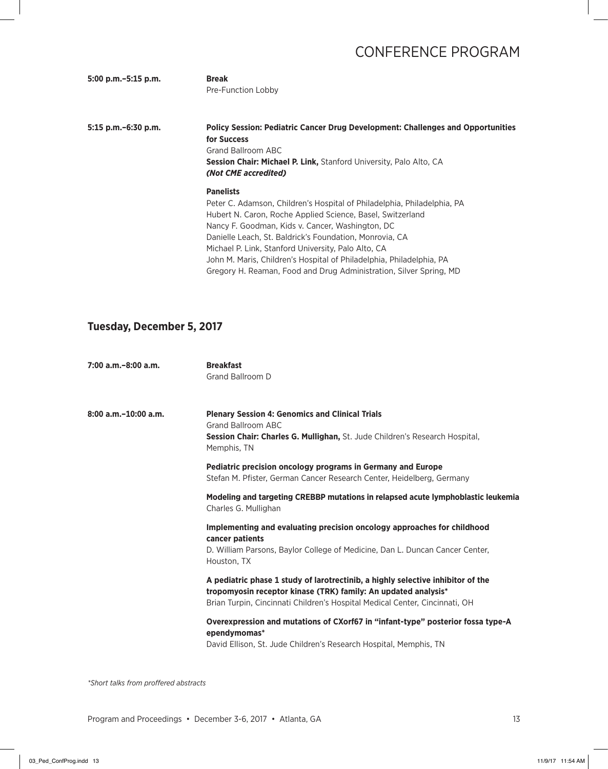# CONFERENCE PROGRAM

**5:00 p.m.–5:15 p.m.**

**Break**
Pre-Function Lobby

**5:15 p.m.–6:30 p.m.**

**Policy Session: Pediatric Cancer Drug Development: Challenges and Opportunities for Success**
Grand Ballroom ABC
**Session Chair: Michael P. Link,** Stanford University, Palo Alto, CA
***(Not CME accredited)***

**Panelists**
Peter C. Adamson, Children's Hospital of Philadelphia, Philadelphia, PA
Hubert N. Caron, Roche Applied Science, Basel, Switzerland
Nancy F. Goodman, Kids v. Cancer, Washington, DC
Danielle Leach, St. Baldrick's Foundation, Monrovia, CA
Michael P. Link, Stanford University, Palo Alto, CA
John M. Maris, Children's Hospital of Philadelphia, Philadelphia, PA
Gregory H. Reaman, Food and Drug Administration, Silver Spring, MD

## Tuesday, December 5, 2017

**7:00 a.m.–8:00 a.m.**

**Breakfast**
Grand Ballroom D

**8:00 a.m.–10:00 a.m.**

**Plenary Session 4: Genomics and Clinical Trials**
Grand Ballroom ABC
**Session Chair: Charles G. Mullighan,** St. Jude Children's Research Hospital, Memphis, TN

**Pediatric precision oncology programs in Germany and Europe**
Stefan M. Pfister, German Cancer Research Center, Heidelberg, Germany

**Modeling and targeting CREBBP mutations in relapsed acute lymphoblastic leukemia**
Charles G. Mullighan

**Implementing and evaluating precision oncology approaches for childhood cancer patients**
D. William Parsons, Baylor College of Medicine, Dan L. Duncan Cancer Center, Houston, TX

**A pediatric phase 1 study of larotrectinib, a highly selective inhibitor of the tropomyosin receptor kinase (TRK) family: An updated analysis***
Brian Turpin, Cincinnati Children's Hospital Medical Center, Cincinnati, OH

**Overexpression and mutations of CXorf67 in "infant-type" posterior fossa type-A ependymomas***
David Ellison, St. Jude Children's Research Hospital, Memphis, TN

*\*Short talks from proffered abstracts*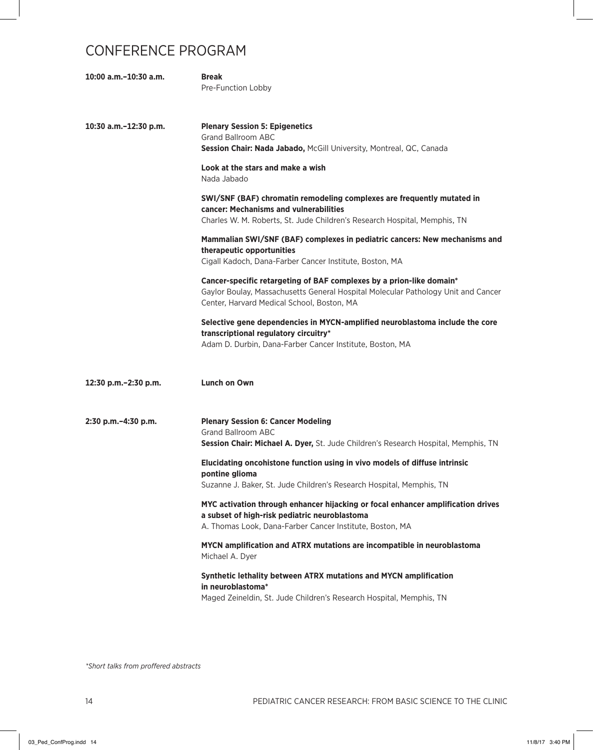# CONFERENCE PROGRAM

**10:00 a.m.–10:30 a.m.** **Break**
Pre-Function Lobby

**10:30 a.m.–12:30 p.m.** **Plenary Session 5: Epigenetics**
Grand Ballroom ABC
**Session Chair: Nada Jabado,** McGill University, Montreal, QC, Canada

**Look at the stars and make a wish**
Nada Jabado

**SWI/SNF (BAF) chromatin remodeling complexes are frequently mutated in cancer: Mechanisms and vulnerabilities**
Charles W. M. Roberts, St. Jude Children's Research Hospital, Memphis, TN

**Mammalian SWI/SNF (BAF) complexes in pediatric cancers: New mechanisms and therapeutic opportunities**
Cigall Kadoch, Dana-Farber Cancer Institute, Boston, MA

**Cancer-specific retargeting of BAF complexes by a prion-like domain***
Gaylor Boulay, Massachusetts General Hospital Molecular Pathology Unit and Cancer Center, Harvard Medical School, Boston, MA

**Selective gene dependencies in MYCN-amplified neuroblastoma include the core transcriptional regulatory circuitry***
Adam D. Durbin, Dana-Farber Cancer Institute, Boston, MA

**12:30 p.m.–2:30 p.m.** **Lunch on Own**

**2:30 p.m.–4:30 p.m.** **Plenary Session 6: Cancer Modeling**
Grand Ballroom ABC
**Session Chair: Michael A. Dyer,** St. Jude Children's Research Hospital, Memphis, TN

**Elucidating oncohistone function using in vivo models of diffuse intrinsic pontine glioma**
Suzanne J. Baker, St. Jude Children's Research Hospital, Memphis, TN

**MYC activation through enhancer hijacking or focal enhancer amplification drives a subset of high-risk pediatric neuroblastoma**
A. Thomas Look, Dana-Farber Cancer Institute, Boston, MA

**MYCN amplification and ATRX mutations are incompatible in neuroblastoma**
Michael A. Dyer

**Synthetic lethality between ATRX mutations and MYCN amplification in neuroblastoma***
Maged Zeineldin, St. Jude Children's Research Hospital, Memphis, TN

**Short talks from proffered abstracts*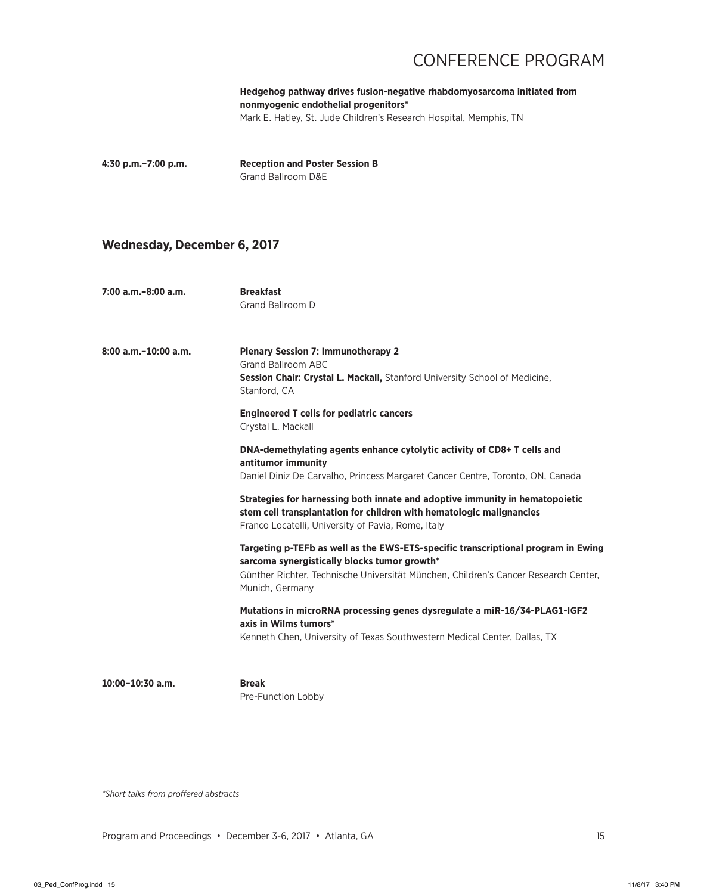**Hedgehog pathway drives fusion-negative rhabdomyosarcoma initiated from nonmyogenic endothelial progenitors***
Mark E. Hatley, St. Jude Children's Research Hospital, Memphis, TN

**4:30 p.m.–7:00 p.m.** **Reception and Poster Session B**
Grand Ballroom D&E

## Wednesday, December 6, 2017

**7:00 a.m.–8:00 a.m.** **Breakfast**
Grand Ballroom D

**8:00 a.m.–10:00 a.m.** **Plenary Session 7: Immunotherapy 2**
Grand Ballroom ABC
**Session Chair: Crystal L. Mackall,** Stanford University School of Medicine, Stanford, CA

**Engineered T cells for pediatric cancers**
Crystal L. Mackall

**DNA-demethylating agents enhance cytolytic activity of CD8+ T cells and antitumor immunity**
Daniel Diniz De Carvalho, Princess Margaret Cancer Centre, Toronto, ON, Canada

**Strategies for harnessing both innate and adoptive immunity in hematopoietic stem cell transplantation for children with hematologic malignancies**
Franco Locatelli, University of Pavia, Rome, Italy

**Targeting p-TEFb as well as the EWS-ETS-specific transcriptional program in Ewing sarcoma synergistically blocks tumor growth***
Günther Richter, Technische Universität München, Children's Cancer Research Center, Munich, Germany

**Mutations in microRNA processing genes dysregulate a miR-16/34-PLAG1-IGF2 axis in Wilms tumors***
Kenneth Chen, University of Texas Southwestern Medical Center, Dallas, TX

**10:00–10:30 a.m.** **Break**
Pre-Function Lobby

*\*Short talks from proffered abstracts*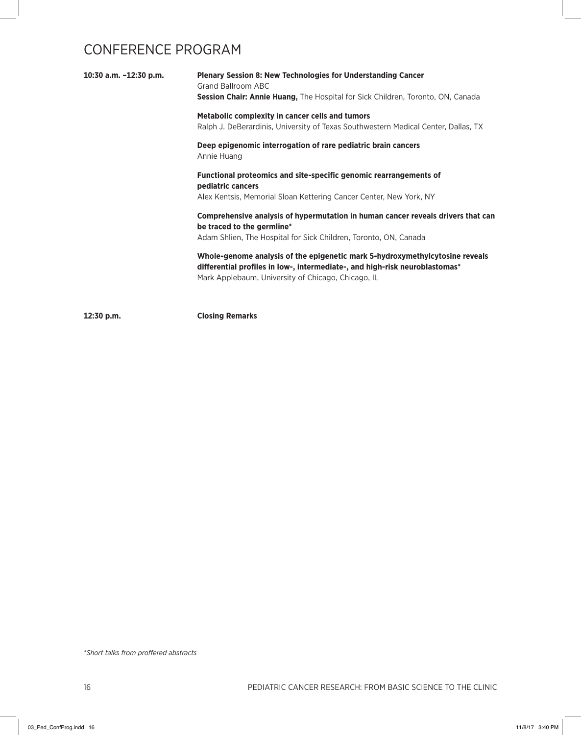# CONFERENCE PROGRAM

**10:30 a.m. –12:30 p.m.**

**Plenary Session 8: New Technologies for Understanding Cancer**
Grand Ballroom ABC
**Session Chair: Annie Huang,** The Hospital for Sick Children, Toronto, ON, Canada

**Metabolic complexity in cancer cells and tumors**
Ralph J. DeBerardinis, University of Texas Southwestern Medical Center, Dallas, TX

**Deep epigenomic interrogation of rare pediatric brain cancers**
Annie Huang

**Functional proteomics and site-specific genomic rearrangements of pediatric cancers**
Alex Kentsis, Memorial Sloan Kettering Cancer Center, New York, NY

**Comprehensive analysis of hypermutation in human cancer reveals drivers that can be traced to the germline***
Adam Shlien, The Hospital for Sick Children, Toronto, ON, Canada

**Whole-genome analysis of the epigenetic mark 5-hydroxymethylcytosine reveals differential profiles in low-, intermediate-, and high-risk neuroblastomas***
Mark Applebaum, University of Chicago, Chicago, IL

**12:30 p.m.**

**Closing Remarks**

*\*Short talks from proffered abstracts*